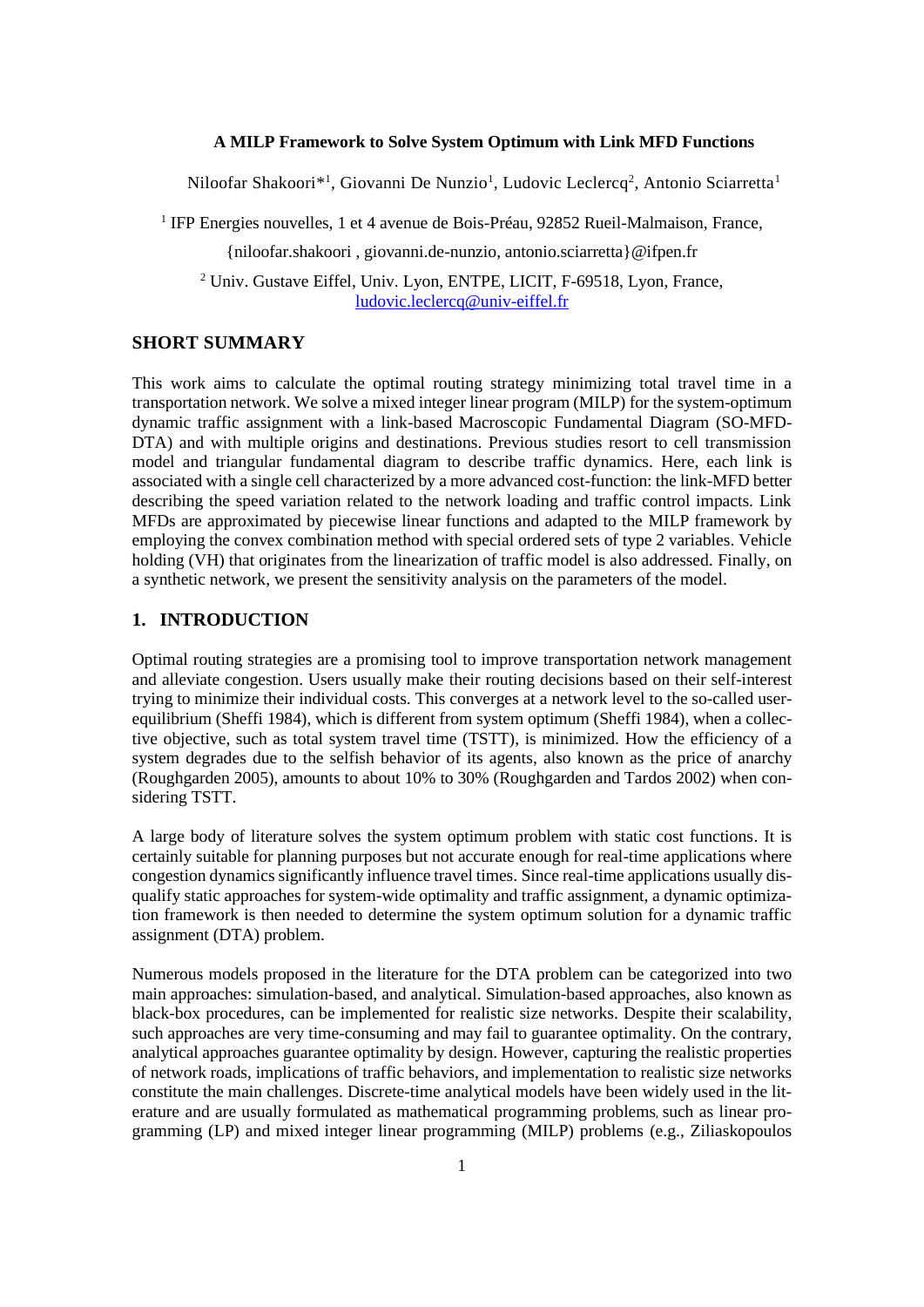# A MILP Framework to Solve System Optimum with Link MFD Functions

Niloofar Shakoori*[1], Giovanni De Nunzio[1], Ludovic Leclercq[2], Antonio Sciarretta[1]

[1] IFP Energies nouvelles, 1 et 4 avenue de Bois-Préau, 92852 Rueil-Malmaison, France, {niloofar.shakoori , giovanni.de-nunzio, antonio.sciarretta}@ifpen.fr

[2] Univ. Gustave Eiffel, Univ. Lyon, ENTPE, LICIT, F-69518, Lyon, France, ludovic.leclercq@univ-eiffel.fr

## SHORT SUMMARY

This work aims to calculate the optimal routing strategy minimizing total travel time in a transportation network. We solve a mixed integer linear program (MILP) for the system-optimum dynamic traffic assignment with a link-based Macroscopic Fundamental Diagram (SO-MFD-DTA) and with multiple origins and destinations. Previous studies resort to cell transmission model and triangular fundamental diagram to describe traffic dynamics. Here, each link is associated with a single cell characterized by a more advanced cost-function: the link-MFD better describing the speed variation related to the network loading and traffic control impacts. Link MFDs are approximated by piecewise linear functions and adapted to the MILP framework by employing the convex combination method with special ordered sets of type 2 variables. Vehicle holding (VH) that originates from the linearization of traffic model is also addressed. Finally, on a synthetic network, we present the sensitivity analysis on the parameters of the model.

## 1. INTRODUCTION

Optimal routing strategies are a promising tool to improve transportation network management and alleviate congestion. Users usually make their routing decisions based on their self-interest trying to minimize their individual costs. This converges at a network level to the so-called user-equilibrium (Sheffi 1984), which is different from system optimum (Sheffi 1984), when a collective objective, such as total system travel time (TSTT), is minimized. How the efficiency of a system degrades due to the selfish behavior of its agents, also known as the price of anarchy (Roughgarden 2005), amounts to about 10% to 30% (Roughgarden and Tardos 2002) when considering TSTT.

A large body of literature solves the system optimum problem with static cost functions. It is certainly suitable for planning purposes but not accurate enough for real-time applications where congestion dynamics significantly influence travel times. Since real-time applications usually disqualify static approaches for system-wide optimality and traffic assignment, a dynamic optimization framework is then needed to determine the system optimum solution for a dynamic traffic assignment (DTA) problem.

Numerous models proposed in the literature for the DTA problem can be categorized into two main approaches: simulation-based, and analytical. Simulation-based approaches, also known as black-box procedures, can be implemented for realistic size networks. Despite their scalability, such approaches are very time-consuming and may fail to guarantee optimality. On the contrary, analytical approaches guarantee optimality by design. However, capturing the realistic properties of network roads, implications of traffic behaviors, and implementation to realistic size networks constitute the main challenges. Discrete-time analytical models have been widely used in the literature and are usually formulated as mathematical programming problems, such as linear programming (LP) and mixed integer linear programming (MILP) problems (e.g., Ziliaskopoulos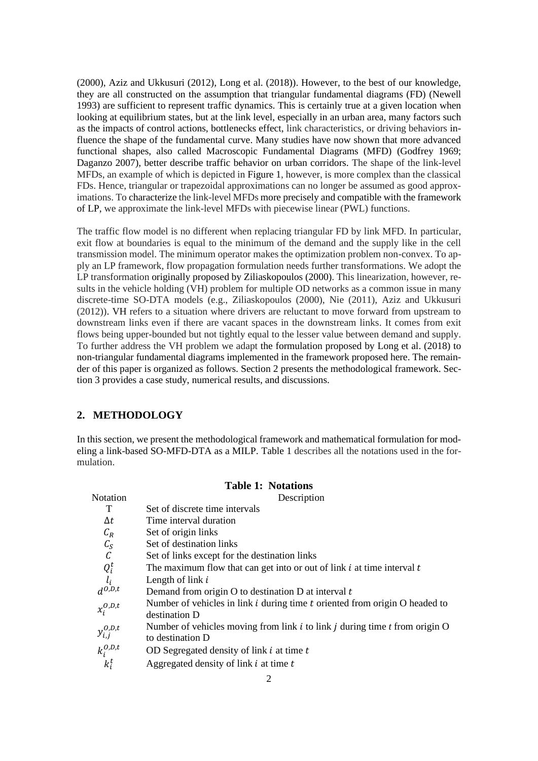(2000), Aziz and Ukkusuri (2012), Long et al. (2018)). However, to the best of our knowledge, they are all constructed on the assumption that triangular fundamental diagrams (FD) (Newell 1993) are sufficient to represent traffic dynamics. This is certainly true at a given location when looking at equilibrium states, but at the link level, especially in an urban area, many factors such as the impacts of control actions, bottlenecks effect, link characteristics, or driving behaviors influence the shape of the fundamental curve. Many studies have now shown that more advanced functional shapes, also called Macroscopic Fundamental Diagrams (MFD) (Godfrey 1969; Daganzo 2007), better describe traffic behavior on urban corridors. The shape of the link-level MFDs, an example of which is depicted in Figure 1, however, is more complex than the classical FDs. Hence, triangular or trapezoidal approximations can no longer be assumed as good approximations. To characterize the link-level MFDs more precisely and compatible with the framework of LP, we approximate the link-level MFDs with piecewise linear (PWL) functions.

The traffic flow model is no different when replacing triangular FD by link MFD. In particular, exit flow at boundaries is equal to the minimum of the demand and the supply like in the cell transmission model. The minimum operator makes the optimization problem non-convex. To apply an LP framework, flow propagation formulation needs further transformations. We adopt the LP transformation originally proposed by Ziliaskopoulos (2000). This linearization, however, results in the vehicle holding (VH) problem for multiple OD networks as a common issue in many discrete-time SO-DTA models (e.g., Ziliaskopoulos (2000), Nie (2011), Aziz and Ukkusuri (2012)). VH refers to a situation where drivers are reluctant to move forward from upstream to downstream links even if there are vacant spaces in the downstream links. It comes from exit flows being upper-bounded but not tightly equal to the lesser value between demand and supply. To further address the VH problem we adapt the formulation proposed by Long et al. (2018) to non-triangular fundamental diagrams implemented in the framework proposed here. The remainder of this paper is organized as follows. Section 2 presents the methodological framework. Section 3 provides a case study, numerical results, and discussions.

## 2. METHODOLOGY

In this section, we present the methodological framework and mathematical formulation for modeling a link-based SO-MFD-DTA as a MILP. Table 1 describes all the notations used in the formulation.

**Table 1: Notations**

| Notation | Description |
|---|---|
| T | Set of discrete time intervals |
| $\Delta t$ | Time interval duration |
| $C_R$ | Set of origin links |
| $C_S$ | Set of destination links |
| $C$ | Set of links except for the destination links |
| $Q_i^t$ | The maximum flow that can get into or out of link $i$ at time interval $t$ |
| $l_i$ | Length of link $i$ |
| $d^{O,D,t}$ | Demand from origin O to destination D at interval $t$ |
| $x_i^{O,D,t}$ | Number of vehicles in link $i$ during time $t$ oriented from origin O headed to destination D |
| $y_{i,j}^{O,D,t}$ | Number of vehicles moving from link $i$ to link $j$ during time $t$ from origin O to destination D |
| $k_i^{O,D,t}$ | OD Segregated density of link $i$ at time $t$ |
| $k_i^t$ | Aggregated density of link $i$ at time $t$ |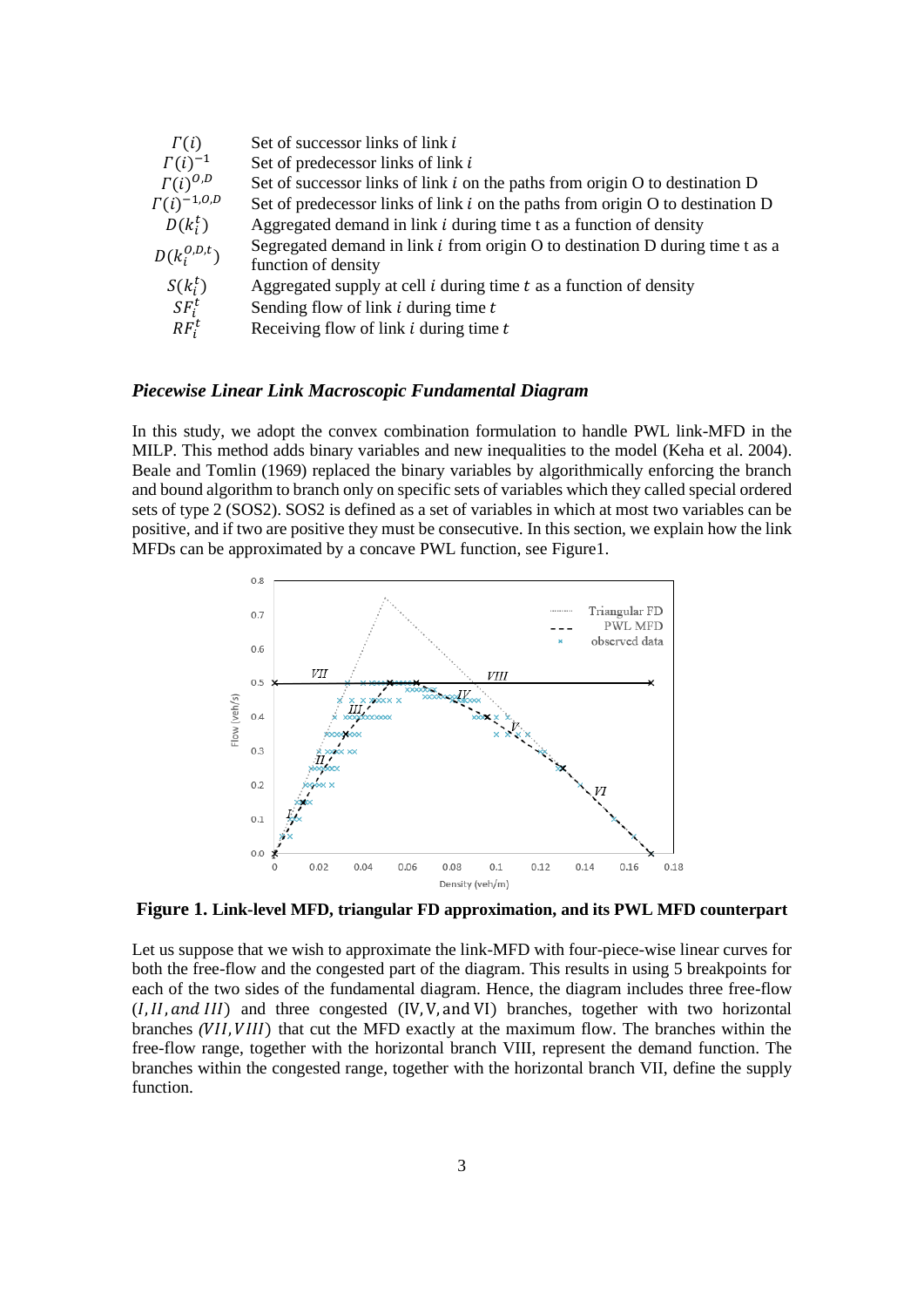| | |
|---|---|
| $\Gamma(i)$ | Set of successor links of link $i$ |
| $\Gamma(i)^{-1}$ | Set of predecessor links of link $i$ |
| $\Gamma(i)^{O,D}$ | Set of successor links of link $i$ on the paths from origin O to destination D |
| $\Gamma(i)^{-1,O,D}$ | Set of predecessor links of link $i$ on the paths from origin O to destination D |
| $D(k_i^t)$ | Aggregated demand in link $i$ during time t as a function of density |
| $D(k_i^{O,D,t})$ | Segregated demand in link $i$ from origin O to destination D during time t as a function of density |
| $S(k_i^t)$ | Aggregated supply at cell $i$ during time $t$ as a function of density |
| $SF_i^t$ | Sending flow of link $i$ during time $t$ |
| $RF_i^t$ | Receiving flow of link $i$ during time $t$ |

### *Piecewise Linear Link Macroscopic Fundamental Diagram*

In this study, we adopt the convex combination formulation to handle PWL link-MFD in the MILP. This method adds binary variables and new inequalities to the model (Keha et al. 2004). Beale and Tomlin (1969) replaced the binary variables by algorithmically enforcing the branch and bound algorithm to branch only on specific sets of variables which they called special ordered sets of type 2 (SOS2). SOS2 is defined as a set of variables in which at most two variables can be positive, and if two are positive they must be consecutive. In this section, we explain how the link MFDs can be approximated by a concave PWL function, see Figure1.

**Figure 1. Link-level MFD, triangular FD approximation, and its PWL MFD counterpart**

Let us suppose that we wish to approximate the link-MFD with four-piece-wise linear curves for both the free-flow and the congested part of the diagram. This results in using 5 breakpoints for each of the two sides of the fundamental diagram. Hence, the diagram includes three free-flow ($I, II,$ *and* $III$) and three congested (IV, V, and VI) branches, together with two horizontal branches *($VII, VIII$)* that cut the MFD exactly at the maximum flow. The branches within the free-flow range, together with the horizontal branch VIII, represent the demand function. The branches within the congested range, together with the horizontal branch VII, define the supply function.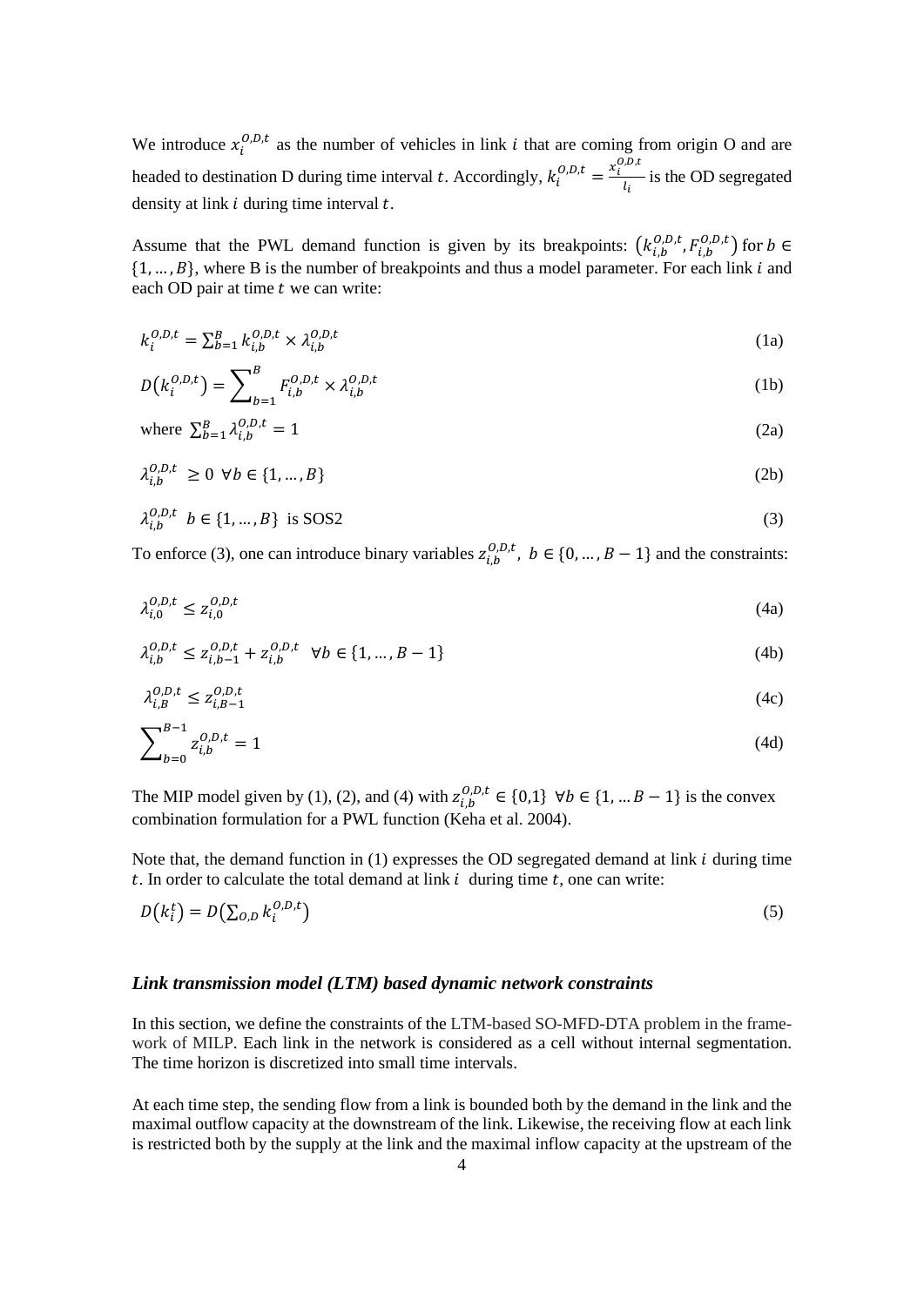We introduce $x_i^{O,D,t}$ as the number of vehicles in link $i$ that are coming from origin O and are headed to destination D during time interval $t$. Accordingly, $k_i^{O,D,t} = \frac{x_i^{O,D,t}}{l_i}$ is the OD segregated density at link $i$ during time interval $t$.

Assume that the PWL demand function is given by its breakpoints: $\left(k_{i,b}^{O,D,t}, F_{i,b}^{O,D,t}\right)$ for $b \in \{1, \ldots, B\}$, where B is the number of breakpoints and thus a model parameter. For each link $i$ and each OD pair at time $t$ we can write:

$$k_i^{O,D,t} = \sum_{b=1}^{B} k_{i,b}^{O,D,t} \times \lambda_{i,b}^{O,D,t} \tag{1a}$$

$$D\left(k_i^{O,D,t}\right) = \sum_{b=1}^{B} F_{i,b}^{O,D,t} \times \lambda_{i,b}^{O,D,t} \tag{1b}$$

$$\text{where } \sum_{b=1}^{B} \lambda_{i,b}^{O,D,t} = 1 \tag{2a}$$

$$\lambda_{i,b}^{O,D,t} \geq 0 \;\; \forall b \in \{1, \ldots, B\} \tag{2b}$$

$$\lambda_{i,b}^{O,D,t} \;\; b \in \{1, \ldots, B\} \;\text{ is SOS2} \tag{3}$$

To enforce (3), one can introduce binary variables $z_{i,b}^{O,D,t}$, $b \in \{0, \ldots, B-1\}$ and the constraints:

$$\lambda_{i,0}^{O,D,t} \leq z_{i,0}^{O,D,t} \tag{4a}$$

$$\lambda_{i,b}^{O,D,t} \leq z_{i,b-1}^{O,D,t} + z_{i,b}^{O,D,t} \;\;\; \forall b \in \{1, \ldots, B-1\} \tag{4b}$$

$$\lambda_{i,B}^{O,D,t} \leq z_{i,B-1}^{O,D,t} \tag{4c}$$

$$\sum_{b=0}^{B-1} z_{i,b}^{O,D,t} = 1 \tag{4d}$$

The MIP model given by (1), (2), and (4) with $z_{i,b}^{O,D,t} \in \{0,1\} \;\; \forall b \in \{1, \ldots B-1\}$ is the convex combination formulation for a PWL function (Keha et al. 2004).

Note that, the demand function in (1) expresses the OD segregated demand at link $i$ during time $t$. In order to calculate the total demand at link $i$ during time $t$, one can write:

$$D\left(k_i^t\right) = D\left(\sum_{O,D} k_i^{O,D,t}\right) \tag{5}$$

### *Link transmission model (LTM) based dynamic network constraints*

In this section, we define the constraints of the LTM-based SO-MFD-DTA problem in the framework of MILP. Each link in the network is considered as a cell without internal segmentation. The time horizon is discretized into small time intervals.

At each time step, the sending flow from a link is bounded both by the demand in the link and the maximal outflow capacity at the downstream of the link. Likewise, the receiving flow at each link is restricted both by the supply at the link and the maximal inflow capacity at the upstream of the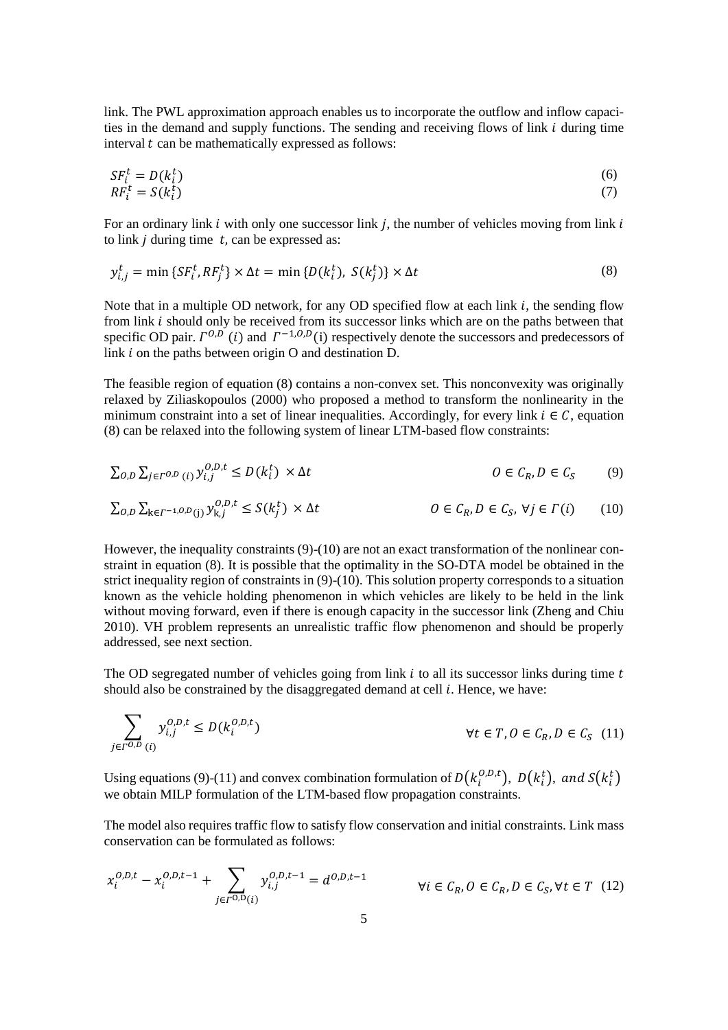link. The PWL approximation approach enables us to incorporate the outflow and inflow capacities in the demand and supply functions. The sending and receiving flows of link $i$ during time interval $t$ can be mathematically expressed as follows:

$$SF_i^t = D(k_i^t) \tag{6}$$

$$RF_i^t = S(k_i^t) \tag{7}$$

For an ordinary link $i$ with only one successor link $j$, the number of vehicles moving from link $i$ to link $j$ during time $t$, can be expressed as:

$$y_{i,j}^t = \min\{SF_i^t, RF_j^t\} \times \Delta t = \min\{D(k_i^t),\ S(k_j^t)\} \times \Delta t \tag{8}$$

Note that in a multiple OD network, for any OD specified flow at each link $i$, the sending flow from link $i$ should only be received from its successor links which are on the paths between that specific OD pair. $\Gamma^{O,D}(i)$ and $\Gamma^{-1,O,D}(\mathrm{i})$ respectively denote the successors and predecessors of link $i$ on the paths between origin O and destination D.

The feasible region of equation (8) contains a non-convex set. This nonconvexity was originally relaxed by Ziliaskopoulos (2000) who proposed a method to transform the nonlinearity in the minimum constraint into a set of linear inequalities. Accordingly, for every link $i \in C$, equation (8) can be relaxed into the following system of linear LTM-based flow constraints:

$$\sum_{O,D} \sum_{j \in \Gamma^{O,D}(i)} y_{i,j}^{O,D,t} \le D(k_i^t) \times \Delta t \qquad O \in C_R, D \in C_S \tag{9}$$

$$\sum_{O,D} \sum_{\mathrm{k} \in \Gamma^{-1,O,D}(\mathrm{j})} y_{\mathrm{k},j}^{O,D,t} \le S(k_j^t) \times \Delta t \qquad O \in C_R, D \in C_S,\ \forall j \in \Gamma(i) \tag{10}$$

However, the inequality constraints (9)-(10) are not an exact transformation of the nonlinear constraint in equation (8). It is possible that the optimality in the SO-DTA model be obtained in the strict inequality region of constraints in (9)-(10). This solution property corresponds to a situation known as the vehicle holding phenomenon in which vehicles are likely to be held in the link without moving forward, even if there is enough capacity in the successor link (Zheng and Chiu 2010). VH problem represents an unrealistic traffic flow phenomenon and should be properly addressed, see next section.

The OD segregated number of vehicles going from link $i$ to all its successor links during time $t$ should also be constrained by the disaggregated demand at cell $i$. Hence, we have:

$$\sum_{j \in \Gamma^{O,D}(i)} y_{i,j}^{O,D,t} \le D(k_i^{O,D,t}) \qquad \forall t \in T, O \in C_R, D \in C_S \tag{11}$$

Using equations (9)-(11) and convex combination formulation of $D(k_i^{O,D,t}),\ D(k_i^t),\ and\ S(k_i^t)$ we obtain MILP formulation of the LTM-based flow propagation constraints.

The model also requires traffic flow to satisfy flow conservation and initial constraints. Link mass conservation can be formulated as follows:

$$x_i^{O,D,t} - x_i^{O,D,t-1} + \sum_{j \in \Gamma^{\mathrm{O,D}}(i)} y_{i,j}^{O,D,t-1} = d^{O,D,t-1} \qquad \forall i \in C_R, O \in C_R, D \in C_S, \forall t \in T \tag{12}$$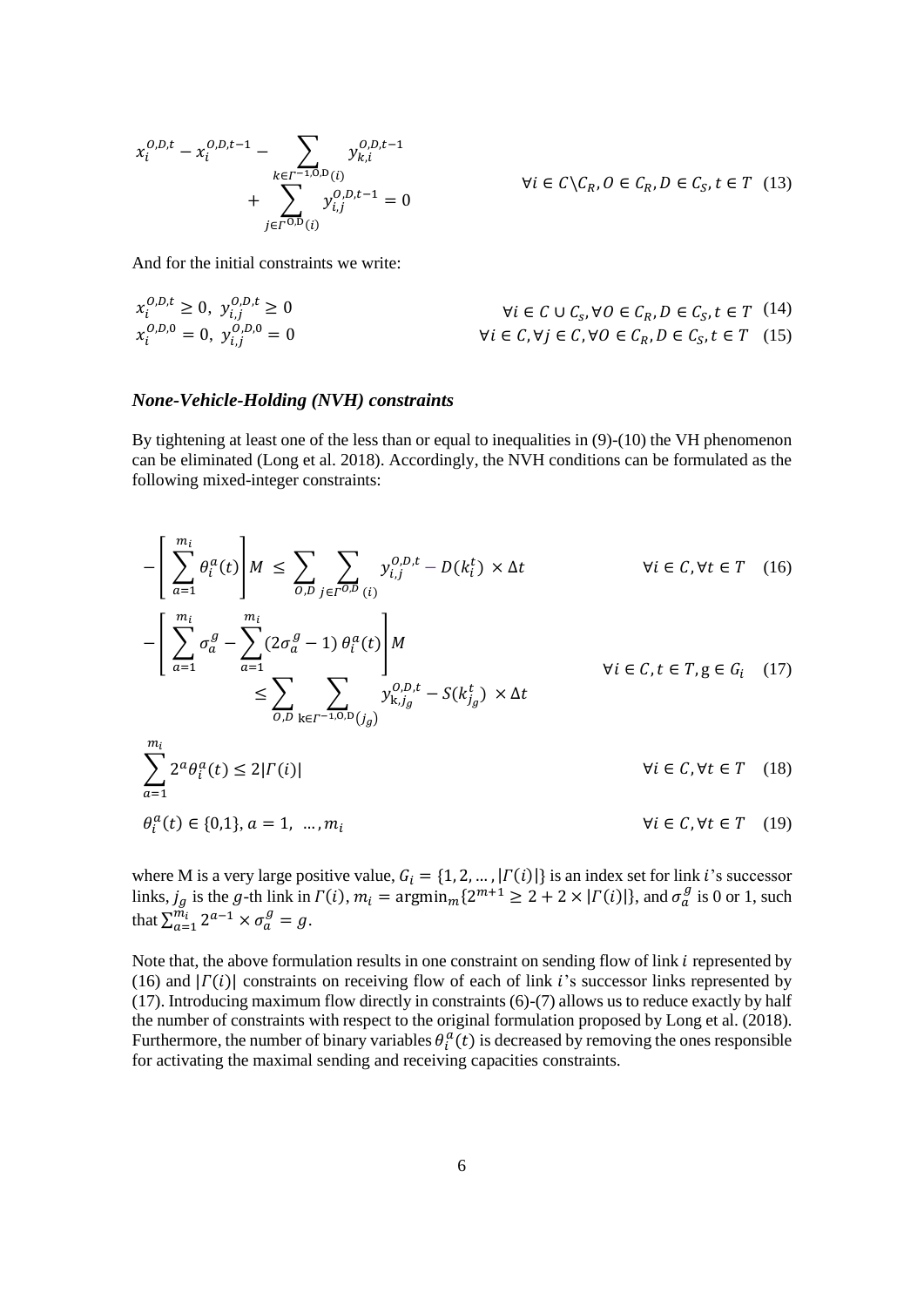$$x_i^{O,D,t} - x_i^{O,D,t-1} - \sum_{k \in \Gamma^{-1,O,D}(i)} y_{k,i}^{O,D,t-1} + \sum_{j \in \Gamma^{O,D}(i)} y_{i,j}^{O,D,t-1} = 0 \qquad \forall i \in C \backslash C_R, O \in C_R, D \in C_S, t \in T \quad (13)$$

And for the initial constraints we write:

$$x_i^{O,D,t} \geq 0,\ y_{i,j}^{O,D,t} \geq 0 \qquad \forall i \in C \cup C_s, \forall O \in C_R, D \in C_S, t \in T \quad (14)$$

$$x_i^{O,D,0} = 0,\ y_{i,j}^{O,D,0} = 0 \qquad \forall i \in C, \forall j \in C, \forall O \in C_R, D \in C_S, t \in T \quad (15)$$

### *None-Vehicle-Holding (NVH) constraints*

By tightening at least one of the less than or equal to inequalities in (9)-(10) the VH phenomenon can be eliminated (Long et al. 2018). Accordingly, the NVH conditions can be formulated as the following mixed-integer constraints:

$$-\left[\sum_{a=1}^{m_i} \theta_i^a(t)\right] M \leq \sum_{O,D} \sum_{j \in \Gamma^{O,D}(i)} y_{i,j}^{O,D,t} - D(k_i^t) \times \Delta t \qquad \forall i \in C, \forall t \in T \quad (16)$$

$$-\left[\sum_{a=1}^{m_i} \sigma_a^g - \sum_{a=1}^{m_i} (2\sigma_a^g - 1)\, \theta_i^a(t)\right] M \leq \sum_{O,D} \sum_{k \in \Gamma^{-1,O,D}(j_g)} y_{k,j_g}^{O,D,t} - S(k_{j_g}^t) \times \Delta t \qquad \forall i \in C, t \in T, g \in G_i \quad (17)$$

$$\sum_{a=1}^{m_i} 2^a \theta_i^a(t) \leq 2|\Gamma(i)| \qquad \forall i \in C, \forall t \in T \quad (18)$$

$$\theta_i^a(t) \in \{0,1\},\ a = 1, \ \ldots, m_i \qquad \forall i \in C, \forall t \in T \quad (19)$$

where M is a very large positive value, $G_i = \{1, 2, \ldots, |\Gamma(i)|\}$ is an index set for link $i$'s successor links, $j_g$ is the $g$-th link in $\Gamma(i)$, $m_i = \text{argmin}_m\{2^{m+1} \geq 2 + 2 \times |\Gamma(i)|\}$, and $\sigma_a^g$ is 0 or 1, such that $\sum_{a=1}^{m_i} 2^{a-1} \times \sigma_a^g = g$.

Note that, the above formulation results in one constraint on sending flow of link $i$ represented by (16) and $|\Gamma(i)|$ constraints on receiving flow of each of link $i$'s successor links represented by (17). Introducing maximum flow directly in constraints (6)-(7) allows us to reduce exactly by half the number of constraints with respect to the original formulation proposed by Long et al. (2018). Furthermore, the number of binary variables $\theta_i^a(t)$ is decreased by removing the ones responsible for activating the maximal sending and receiving capacities constraints.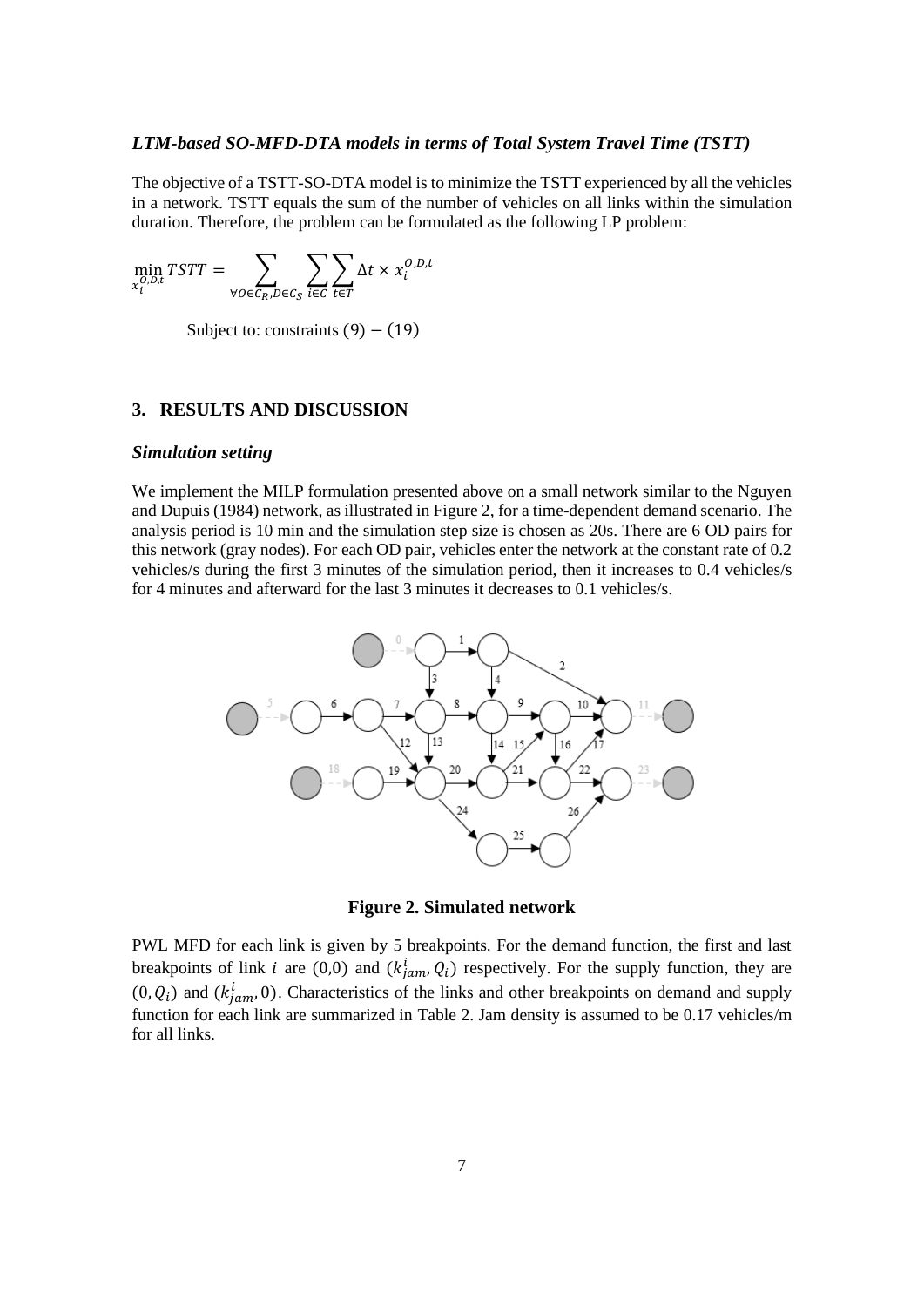### *LTM-based SO-MFD-DTA models in terms of Total System Travel Time (TSTT)*

The objective of a TSTT-SO-DTA model is to minimize the TSTT experienced by all the vehicles in a network. TSTT equals the sum of the number of vehicles on all links within the simulation duration. Therefore, the problem can be formulated as the following LP problem:

$$\min_{x_i^{O,D,t}} TSTT = \sum_{\forall O \in C_R, D \in C_S} \sum_{i \in C} \sum_{t \in T} \Delta t \times x_i^{O,D,t}$$

Subject to: constraints $(9) - (19)$

## 3. RESULTS AND DISCUSSION

### *Simulation setting*

We implement the MILP formulation presented above on a small network similar to the Nguyen and Dupuis (1984) network, as illustrated in Figure 2, for a time-dependent demand scenario. The analysis period is 10 min and the simulation step size is chosen as 20s. There are 6 OD pairs for this network (gray nodes). For each OD pair, vehicles enter the network at the constant rate of 0.2 vehicles/s during the first 3 minutes of the simulation period, then it increases to 0.4 vehicles/s for 4 minutes and afterward for the last 3 minutes it decreases to 0.1 vehicles/s.

**Figure 2. Simulated network**

PWL MFD for each link is given by 5 breakpoints. For the demand function, the first and last breakpoints of link $i$ are $(0,0)$ and $(k_{jam}^{i}, Q_i)$ respectively. For the supply function, they are $(0, Q_i)$ and $(k_{jam}^{i}, 0)$. Characteristics of the links and other breakpoints on demand and supply function for each link are summarized in Table 2. Jam density is assumed to be 0.17 vehicles/m for all links.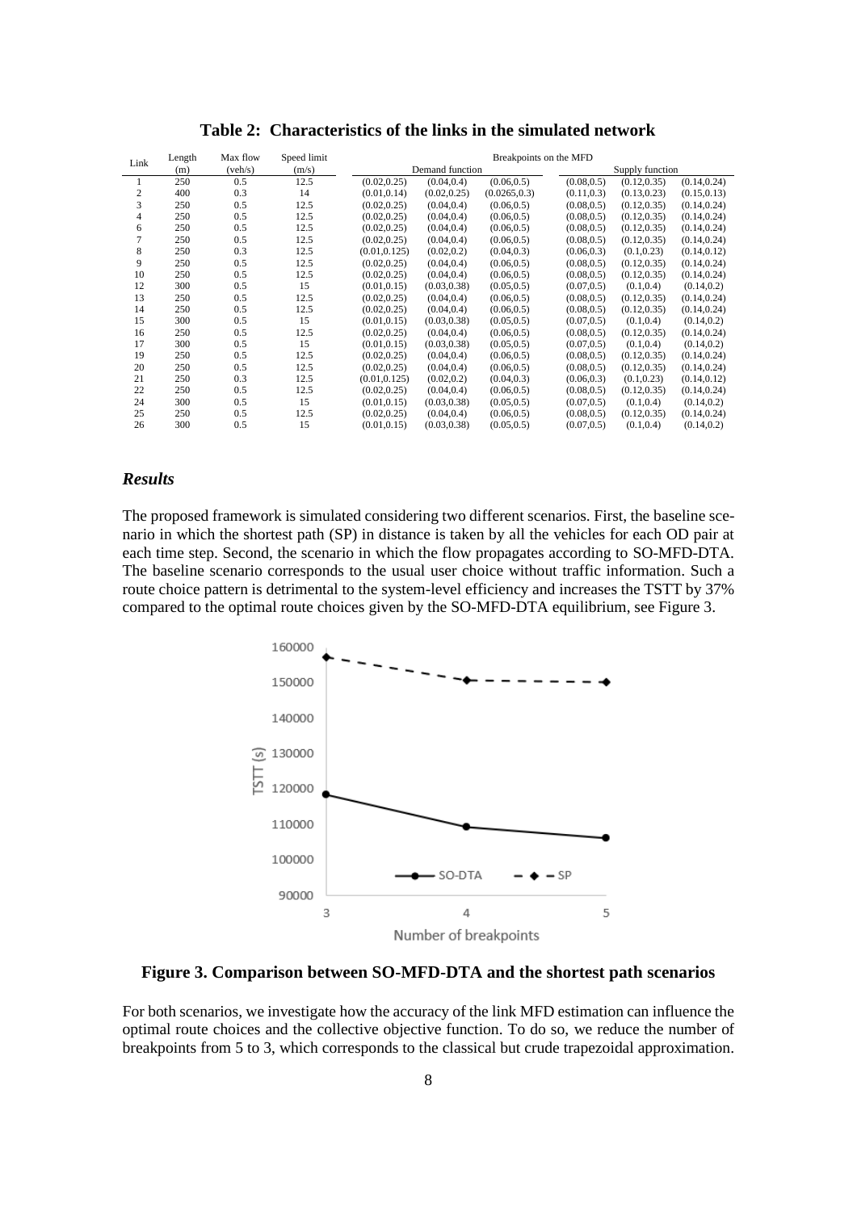**Table 2: Characteristics of the links in the simulated network**

| Link | Length (m) | Max flow (veh/s) | Speed limit (m/s) | Breakpoints on the MFD | | | | | |
|---|---|---|---|---|---|---|---|---|---|
| | | | | Demand function | | | Supply function | | |
| 1 | 250 | 0.5 | 12.5 | (0.02,0.25) | (0.04,0.4) | (0.06,0.5) | (0.08,0.5) | (0.12,0.35) | (0.14,0.24) |
| 2 | 400 | 0.3 | 14 | (0.01,0.14) | (0.02,0.25) | (0.0265,0.3) | (0.11,0.3) | (0.13,0.23) | (0.15,0.13) |
| 3 | 250 | 0.5 | 12.5 | (0.02,0.25) | (0.04,0.4) | (0.06,0.5) | (0.08,0.5) | (0.12,0.35) | (0.14,0.24) |
| 4 | 250 | 0.5 | 12.5 | (0.02,0.25) | (0.04,0.4) | (0.06,0.5) | (0.08,0.5) | (0.12,0.35) | (0.14,0.24) |
| 6 | 250 | 0.5 | 12.5 | (0.02,0.25) | (0.04,0.4) | (0.06,0.5) | (0.08,0.5) | (0.12,0.35) | (0.14,0.24) |
| 7 | 250 | 0.5 | 12.5 | (0.02,0.25) | (0.04,0.4) | (0.06,0.5) | (0.08,0.5) | (0.12,0.35) | (0.14,0.24) |
| 8 | 250 | 0.3 | 12.5 | (0.01,0.125) | (0.02,0.2) | (0.04,0.3) | (0.06,0.3) | (0.1,0.23) | (0.14,0.12) |
| 9 | 250 | 0.5 | 12.5 | (0.02,0.25) | (0.04,0.4) | (0.06,0.5) | (0.08,0.5) | (0.12,0.35) | (0.14,0.24) |
| 10 | 250 | 0.5 | 12.5 | (0.02,0.25) | (0.04,0.4) | (0.06,0.5) | (0.08,0.5) | (0.12,0.35) | (0.14,0.24) |
| 12 | 300 | 0.5 | 15 | (0.01,0.15) | (0.03,0.38) | (0.05,0.5) | (0.07,0.5) | (0.1,0.4) | (0.14,0.2) |
| 13 | 250 | 0.5 | 12.5 | (0.02,0.25) | (0.04,0.4) | (0.06,0.5) | (0.08,0.5) | (0.12,0.35) | (0.14,0.24) |
| 14 | 250 | 0.5 | 12.5 | (0.02,0.25) | (0.04,0.4) | (0.06,0.5) | (0.08,0.5) | (0.12,0.35) | (0.14,0.24) |
| 15 | 300 | 0.5 | 15 | (0.01,0.15) | (0.03,0.38) | (0.05,0.5) | (0.07,0.5) | (0.1,0.4) | (0.14,0.2) |
| 16 | 250 | 0.5 | 12.5 | (0.02,0.25) | (0.04,0.4) | (0.06,0.5) | (0.08,0.5) | (0.12,0.35) | (0.14,0.24) |
| 17 | 300 | 0.5 | 15 | (0.01,0.15) | (0.03,0.38) | (0.05,0.5) | (0.07,0.5) | (0.1,0.4) | (0.14,0.2) |
| 19 | 250 | 0.5 | 12.5 | (0.02,0.25) | (0.04,0.4) | (0.06,0.5) | (0.08,0.5) | (0.12,0.35) | (0.14,0.24) |
| 20 | 250 | 0.5 | 12.5 | (0.02,0.25) | (0.04,0.4) | (0.06,0.5) | (0.08,0.5) | (0.12,0.35) | (0.14,0.24) |
| 21 | 250 | 0.3 | 12.5 | (0.01,0.125) | (0.02,0.2) | (0.04,0.3) | (0.06,0.3) | (0.1,0.23) | (0.14,0.12) |
| 22 | 250 | 0.5 | 12.5 | (0.02,0.25) | (0.04,0.4) | (0.06,0.5) | (0.08,0.5) | (0.12,0.35) | (0.14,0.24) |
| 24 | 300 | 0.5 | 15 | (0.01,0.15) | (0.03,0.38) | (0.05,0.5) | (0.07,0.5) | (0.1,0.4) | (0.14,0.2) |
| 25 | 250 | 0.5 | 12.5 | (0.02,0.25) | (0.04,0.4) | (0.06,0.5) | (0.08,0.5) | (0.12,0.35) | (0.14,0.24) |
| 26 | 300 | 0.5 | 15 | (0.01,0.15) | (0.03,0.38) | (0.05,0.5) | (0.07,0.5) | (0.1,0.4) | (0.14,0.2) |

### *Results*

The proposed framework is simulated considering two different scenarios. First, the baseline scenario in which the shortest path (SP) in distance is taken by all the vehicles for each OD pair at each time step. Second, the scenario in which the flow propagates according to SO-MFD-DTA. The baseline scenario corresponds to the usual user choice without traffic information. Such a route choice pattern is detrimental to the system-level efficiency and increases the TSTT by 37% compared to the optimal route choices given by the SO-MFD-DTA equilibrium, see Figure 3.

**Figure 3. Comparison between SO-MFD-DTA and the shortest path scenarios**

For both scenarios, we investigate how the accuracy of the link MFD estimation can influence the optimal route choices and the collective objective function. To do so, we reduce the number of breakpoints from 5 to 3, which corresponds to the classical but crude trapezoidal approximation.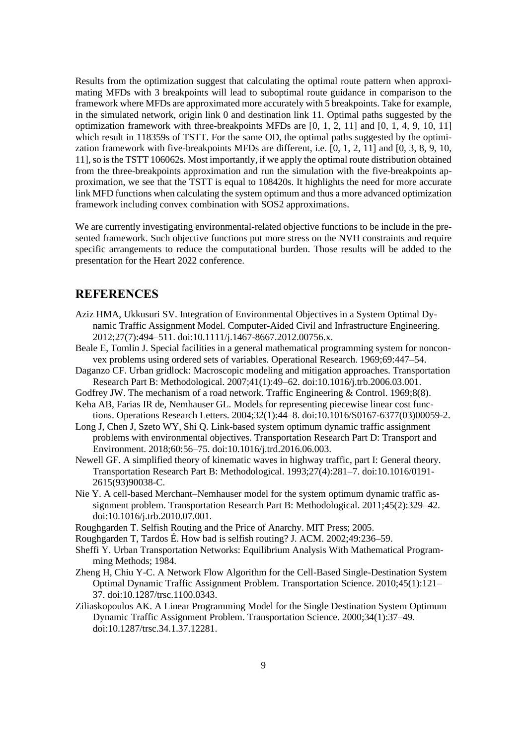Results from the optimization suggest that calculating the optimal route pattern when approximating MFDs with 3 breakpoints will lead to suboptimal route guidance in comparison to the framework where MFDs are approximated more accurately with 5 breakpoints. Take for example, in the simulated network, origin link 0 and destination link 11. Optimal paths suggested by the optimization framework with three-breakpoints MFDs are [0, 1, 2, 11] and [0, 1, 4, 9, 10, 11] which result in 118359s of TSTT. For the same OD, the optimal paths suggested by the optimization framework with five-breakpoints MFDs are different, i.e. [0, 1, 2, 11] and [0, 3, 8, 9, 10, 11], so is the TSTT 106062s. Most importantly, if we apply the optimal route distribution obtained from the three-breakpoints approximation and run the simulation with the five-breakpoints approximation, we see that the TSTT is equal to 108420s. It highlights the need for more accurate link MFD functions when calculating the system optimum and thus a more advanced optimization framework including convex combination with SOS2 approximations.

We are currently investigating environmental-related objective functions to be include in the presented framework. Such objective functions put more stress on the NVH constraints and require specific arrangements to reduce the computational burden. Those results will be added to the presentation for the Heart 2022 conference.

## REFERENCES

Aziz HMA, Ukkusuri SV. Integration of Environmental Objectives in a System Optimal Dynamic Traffic Assignment Model. Computer-Aided Civil and Infrastructure Engineering. 2012;27(7):494–511. doi:10.1111/j.1467-8667.2012.00756.x.

Beale E, Tomlin J. Special facilities in a general mathematical programming system for nonconvex problems using ordered sets of variables. Operational Research. 1969;69:447–54.

Daganzo CF. Urban gridlock: Macroscopic modeling and mitigation approaches. Transportation Research Part B: Methodological. 2007;41(1):49–62. doi:10.1016/j.trb.2006.03.001.

Godfrey JW. The mechanism of a road network. Traffic Engineering & Control. 1969;8(8).

Keha AB, Farias IR de, Nemhauser GL. Models for representing piecewise linear cost functions. Operations Research Letters. 2004;32(1):44–8. doi:10.1016/S0167-6377(03)00059-2.

Long J, Chen J, Szeto WY, Shi Q. Link-based system optimum dynamic traffic assignment problems with environmental objectives. Transportation Research Part D: Transport and Environment. 2018;60:56–75. doi:10.1016/j.trd.2016.06.003.

Newell GF. A simplified theory of kinematic waves in highway traffic, part I: General theory. Transportation Research Part B: Methodological. 1993;27(4):281–7. doi:10.1016/0191-2615(93)90038-C.

Nie Y. A cell-based Merchant–Nemhauser model for the system optimum dynamic traffic assignment problem. Transportation Research Part B: Methodological. 2011;45(2):329–42. doi:10.1016/j.trb.2010.07.001.

Roughgarden T. Selfish Routing and the Price of Anarchy. MIT Press; 2005.

Roughgarden T, Tardos É. How bad is selfish routing? J. ACM. 2002;49:236–59.

Sheffi Y. Urban Transportation Networks: Equilibrium Analysis With Mathematical Programming Methods; 1984.

Zheng H, Chiu Y-C. A Network Flow Algorithm for the Cell-Based Single-Destination System Optimal Dynamic Traffic Assignment Problem. Transportation Science. 2010;45(1):121–37. doi:10.1287/trsc.1100.0343.

Ziliaskopoulos AK. A Linear Programming Model for the Single Destination System Optimum Dynamic Traffic Assignment Problem. Transportation Science. 2000;34(1):37–49. doi:10.1287/trsc.34.1.37.12281.